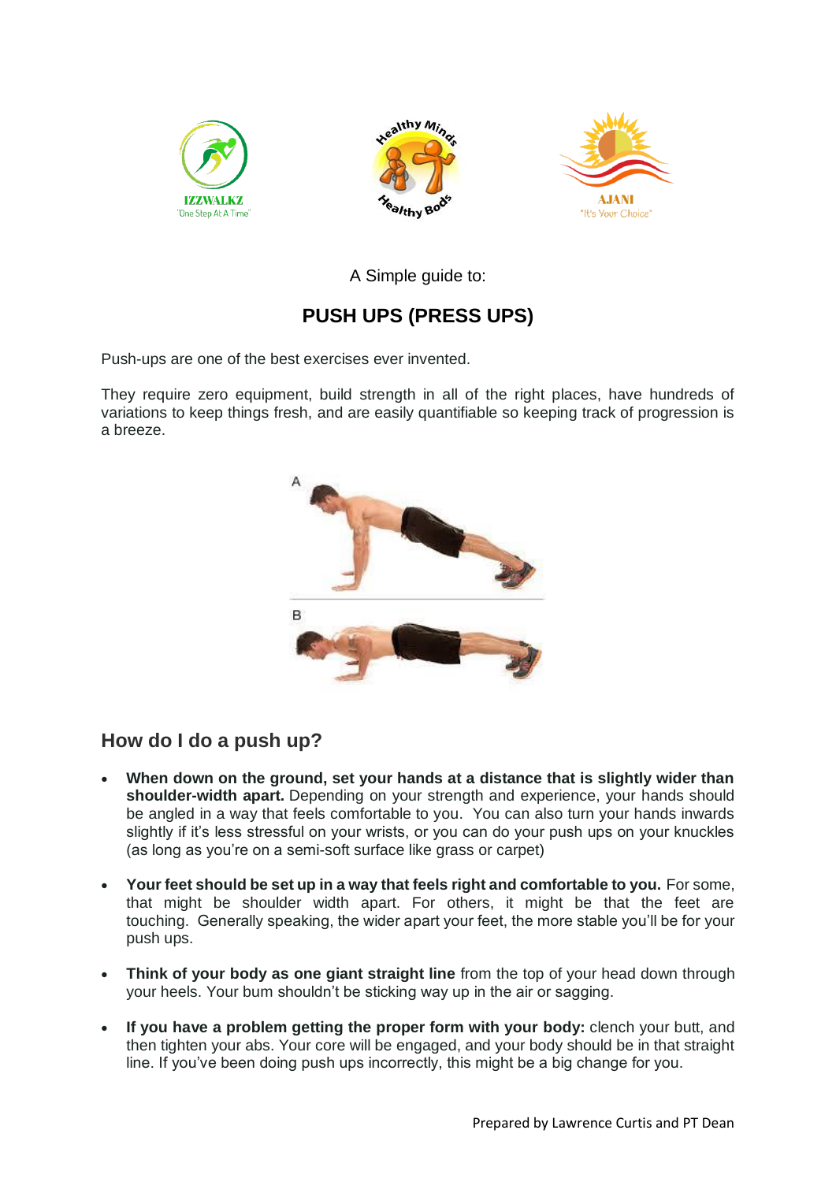A Simple guide to:

# PUSH UPS (PRESS UPS)

Push-ups are one of the best exercises ever invented.

They require zero equipment, build strength in all of the right places, have hundreds of variations to keep things fresh, and are easily quantifiable so keeping track of progression is a breeze.

## How do I do a push up?

- **When down on the ground, set your hands at a distance that is slightly wider than shoulder-width apart.** Depending on your strength and experience, your hands should be angled in a way that feels comfortable to you. You can also turn your hands inwards slightly if it's less stressful on your wrists, or you can do your push ups on your knuckles (as long as you're on a semi-soft surface like grass or carpet)

- **Your feet should be set up in a way that feels right and comfortable to you.** For some, that might be shoulder width apart. For others, it might be that the feet are touching. Generally speaking, the wider apart your feet, the more stable you'll be for your push ups.

- **Think of your body as one giant straight line** from the top of your head down through your heels. Your bum shouldn't be sticking way up in the air or sagging.

- **If you have a problem getting the proper form with your body:** clench your butt, and then tighten your abs. Your core will be engaged, and your body should be in that straight line. If you've been doing push ups incorrectly, this might be a big change for you.

Prepared by Lawrence Curtis and PT Dean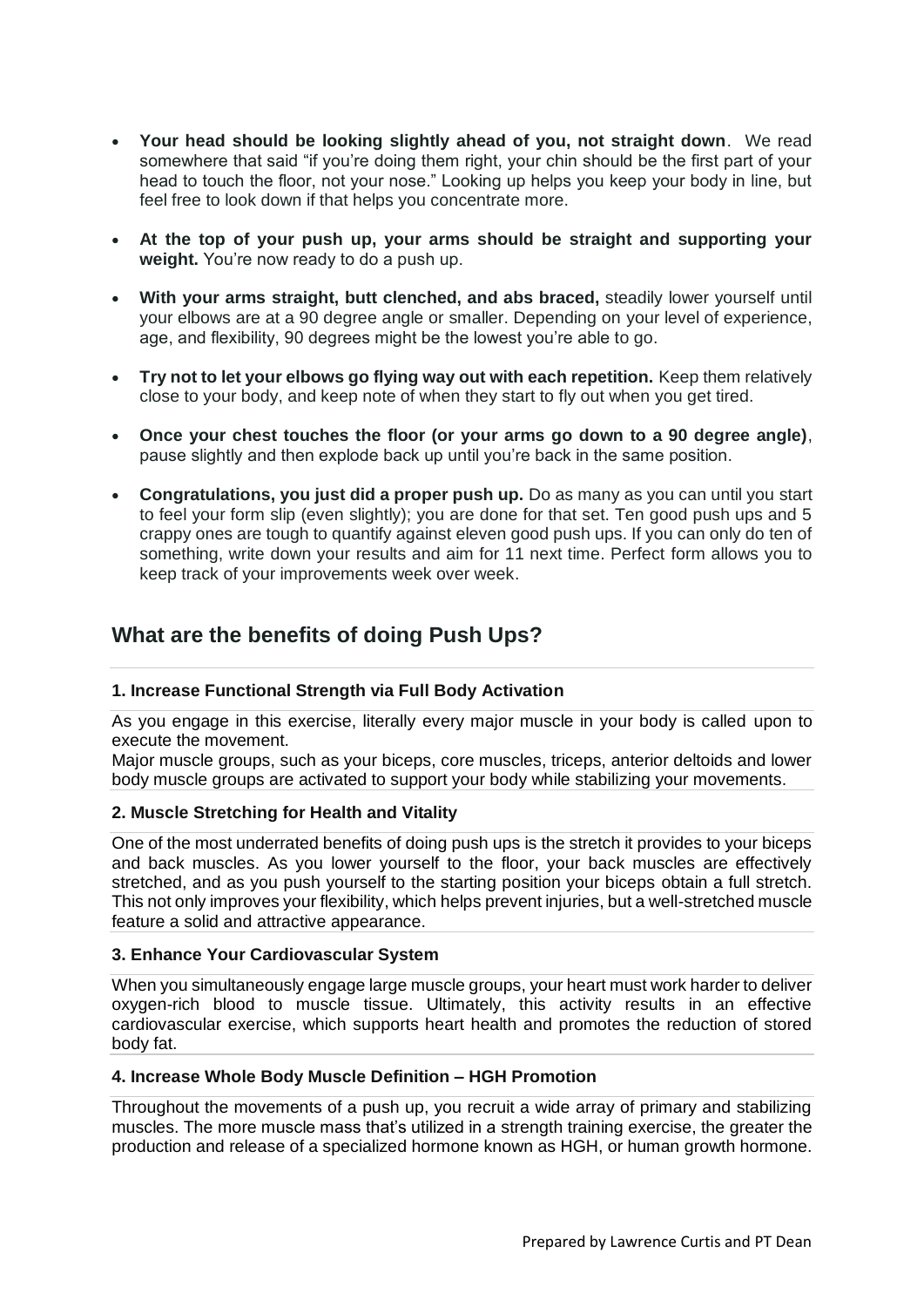- **Your head should be looking slightly ahead of you, not straight down**. We read somewhere that said "if you're doing them right, your chin should be the first part of your head to touch the floor, not your nose." Looking up helps you keep your body in line, but feel free to look down if that helps you concentrate more.
- **At the top of your push up, your arms should be straight and supporting your weight.** You're now ready to do a push up.
- **With your arms straight, butt clenched, and abs braced,** steadily lower yourself until your elbows are at a 90 degree angle or smaller. Depending on your level of experience, age, and flexibility, 90 degrees might be the lowest you're able to go.
- **Try not to let your elbows go flying way out with each repetition.** Keep them relatively close to your body, and keep note of when they start to fly out when you get tired.
- **Once your chest touches the floor (or your arms go down to a 90 degree angle)**, pause slightly and then explode back up until you're back in the same position.
- **Congratulations, you just did a proper push up.** Do as many as you can until you start to feel your form slip (even slightly); you are done for that set. Ten good push ups and 5 crappy ones are tough to quantify against eleven good push ups. If you can only do ten of something, write down your results and aim for 11 next time. Perfect form allows you to keep track of your improvements week over week.

## What are the benefits of doing Push Ups?

#### 1. Increase Functional Strength via Full Body Activation

As you engage in this exercise, literally every major muscle in your body is called upon to execute the movement.

Major muscle groups, such as your biceps, core muscles, triceps, anterior deltoids and lower body muscle groups are activated to support your body while stabilizing your movements.

#### 2. Muscle Stretching for Health and Vitality

One of the most underrated benefits of doing push ups is the stretch it provides to your biceps and back muscles. As you lower yourself to the floor, your back muscles are effectively stretched, and as you push yourself to the starting position your biceps obtain a full stretch. This not only improves your flexibility, which helps prevent injuries, but a well-stretched muscle feature a solid and attractive appearance.

#### 3. Enhance Your Cardiovascular System

When you simultaneously engage large muscle groups, your heart must work harder to deliver oxygen-rich blood to muscle tissue. Ultimately, this activity results in an effective cardiovascular exercise, which supports heart health and promotes the reduction of stored body fat.

#### 4. Increase Whole Body Muscle Definition – HGH Promotion

Throughout the movements of a push up, you recruit a wide array of primary and stabilizing muscles. The more muscle mass that's utilized in a strength training exercise, the greater the production and release of a specialized hormone known as HGH, or human growth hormone.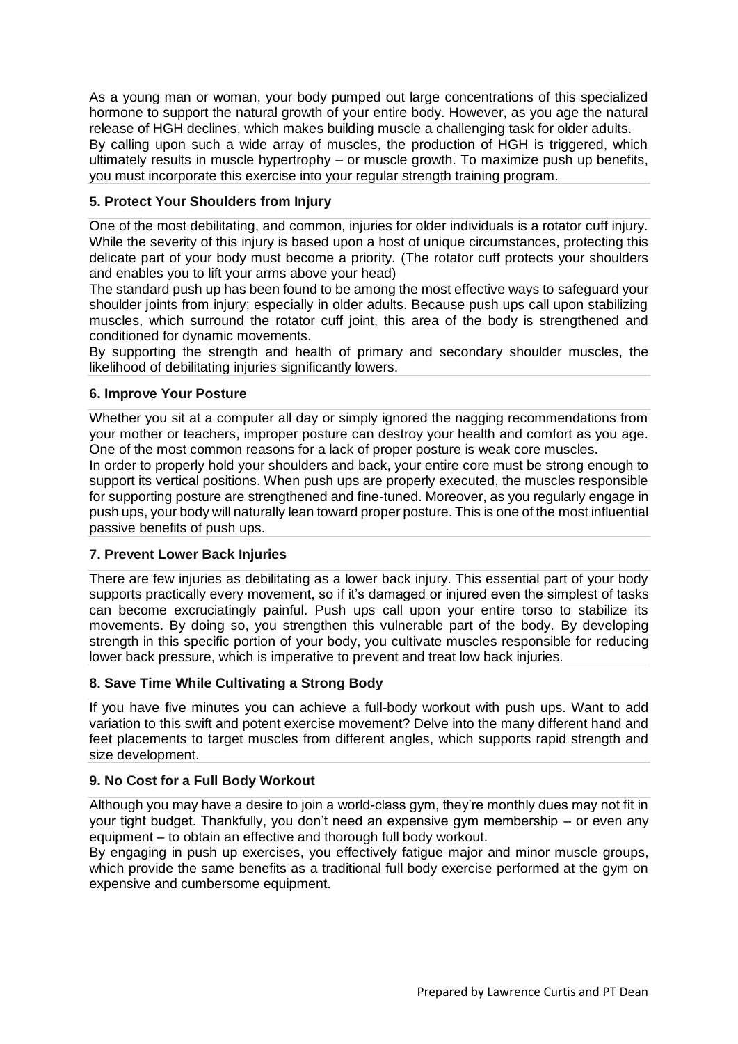As a young man or woman, your body pumped out large concentrations of this specialized hormone to support the natural growth of your entire body. However, as you age the natural release of HGH declines, which makes building muscle a challenging task for older adults.

By calling upon such a wide array of muscles, the production of HGH is triggered, which ultimately results in muscle hypertrophy – or muscle growth. To maximize push up benefits, you must incorporate this exercise into your regular strength training program.

### 5. Protect Your Shoulders from Injury

One of the most debilitating, and common, injuries for older individuals is a rotator cuff injury. While the severity of this injury is based upon a host of unique circumstances, protecting this delicate part of your body must become a priority. (The rotator cuff protects your shoulders and enables you to lift your arms above your head)

The standard push up has been found to be among the most effective ways to safeguard your shoulder joints from injury; especially in older adults. Because push ups call upon stabilizing muscles, which surround the rotator cuff joint, this area of the body is strengthened and conditioned for dynamic movements.

By supporting the strength and health of primary and secondary shoulder muscles, the likelihood of debilitating injuries significantly lowers.

### 6. Improve Your Posture

Whether you sit at a computer all day or simply ignored the nagging recommendations from your mother or teachers, improper posture can destroy your health and comfort as you age. One of the most common reasons for a lack of proper posture is weak core muscles.

In order to properly hold your shoulders and back, your entire core must be strong enough to support its vertical positions. When push ups are properly executed, the muscles responsible for supporting posture are strengthened and fine-tuned. Moreover, as you regularly engage in push ups, your body will naturally lean toward proper posture. This is one of the most influential passive benefits of push ups.

### 7. Prevent Lower Back Injuries

There are few injuries as debilitating as a lower back injury. This essential part of your body supports practically every movement, so if it's damaged or injured even the simplest of tasks can become excruciatingly painful. Push ups call upon your entire torso to stabilize its movements. By doing so, you strengthen this vulnerable part of the body. By developing strength in this specific portion of your body, you cultivate muscles responsible for reducing lower back pressure, which is imperative to prevent and treat low back injuries.

### 8. Save Time While Cultivating a Strong Body

If you have five minutes you can achieve a full-body workout with push ups. Want to add variation to this swift and potent exercise movement? Delve into the many different hand and feet placements to target muscles from different angles, which supports rapid strength and size development.

### 9. No Cost for a Full Body Workout

Although you may have a desire to join a world-class gym, they're monthly dues may not fit in your tight budget. Thankfully, you don't need an expensive gym membership – or even any equipment – to obtain an effective and thorough full body workout.

By engaging in push up exercises, you effectively fatigue major and minor muscle groups, which provide the same benefits as a traditional full body exercise performed at the gym on expensive and cumbersome equipment.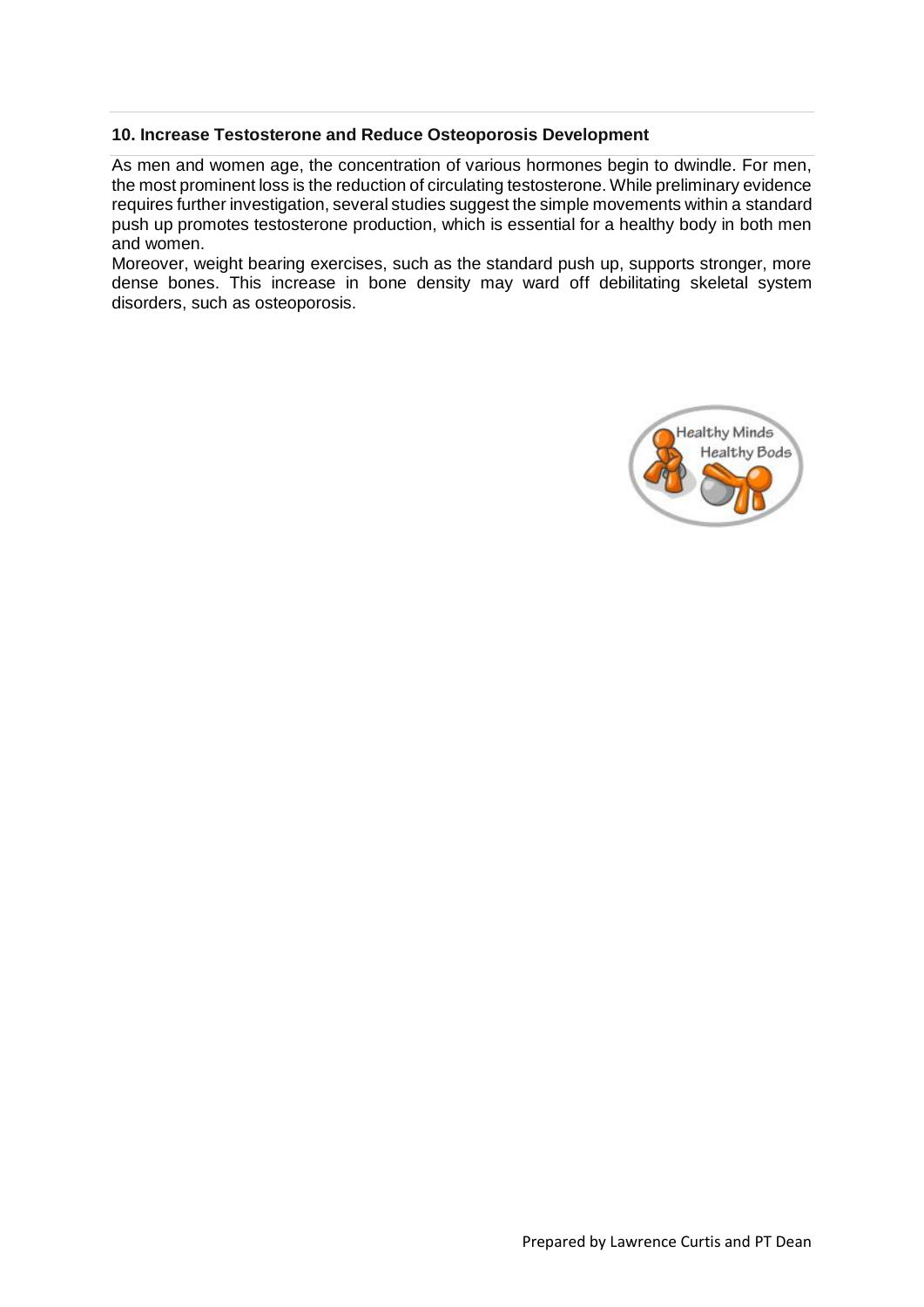### 10. Increase Testosterone and Reduce Osteoporosis Development

As men and women age, the concentration of various hormones begin to dwindle. For men, the most prominent loss is the reduction of circulating testosterone. While preliminary evidence requires further investigation, several studies suggest the simple movements within a standard push up promotes testosterone production, which is essential for a healthy body in both men and women.

Moreover, weight bearing exercises, such as the standard push up, supports stronger, more dense bones. This increase in bone density may ward off debilitating skeletal system disorders, such as osteoporosis.

Healthy Minds
Healthy Bods

Prepared by Lawrence Curtis and PT Dean